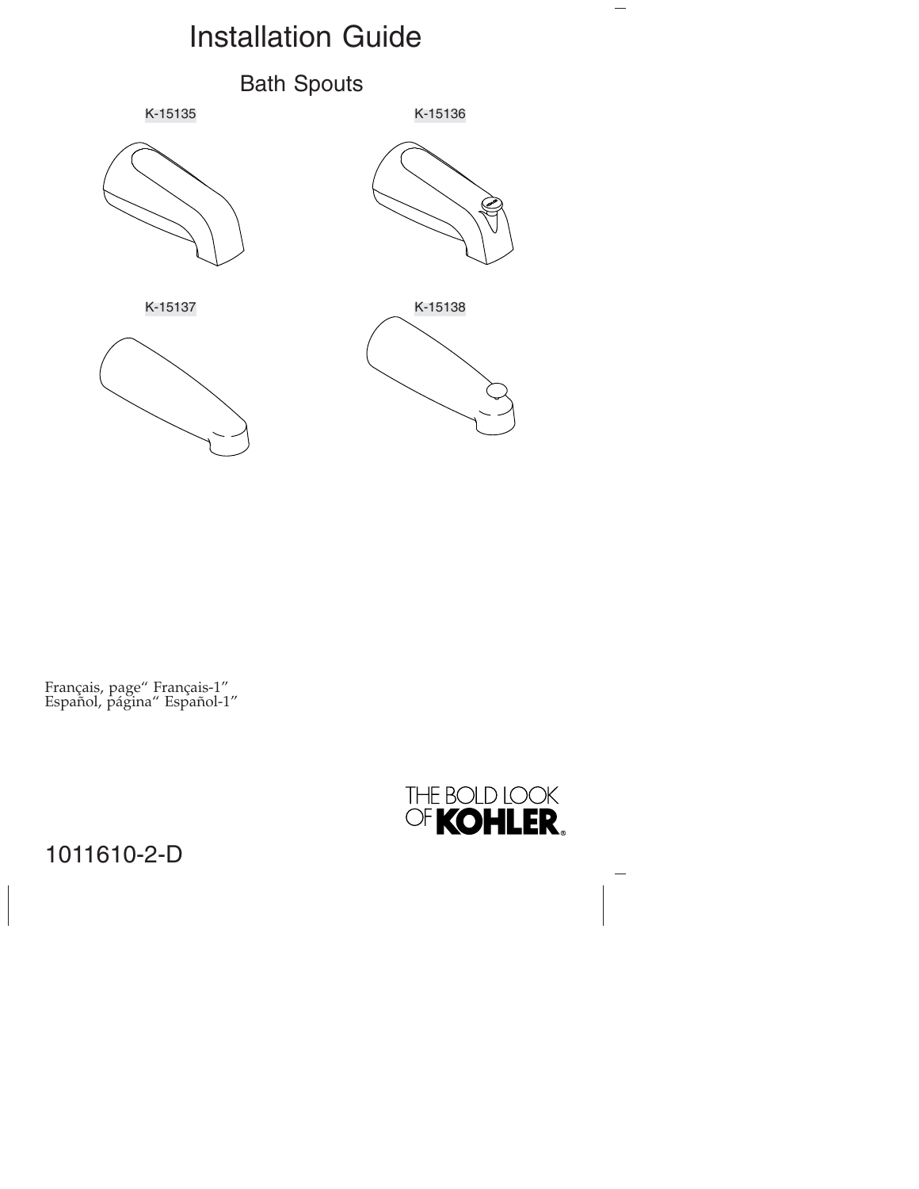# Installation Guide

## Bath Spouts

K-15135

K-15136

K-15137

K-15138

Français, page" Français-1"
Español, página" Español-1"

THE BOLD LOOK OF KOHLER®

1011610-2-D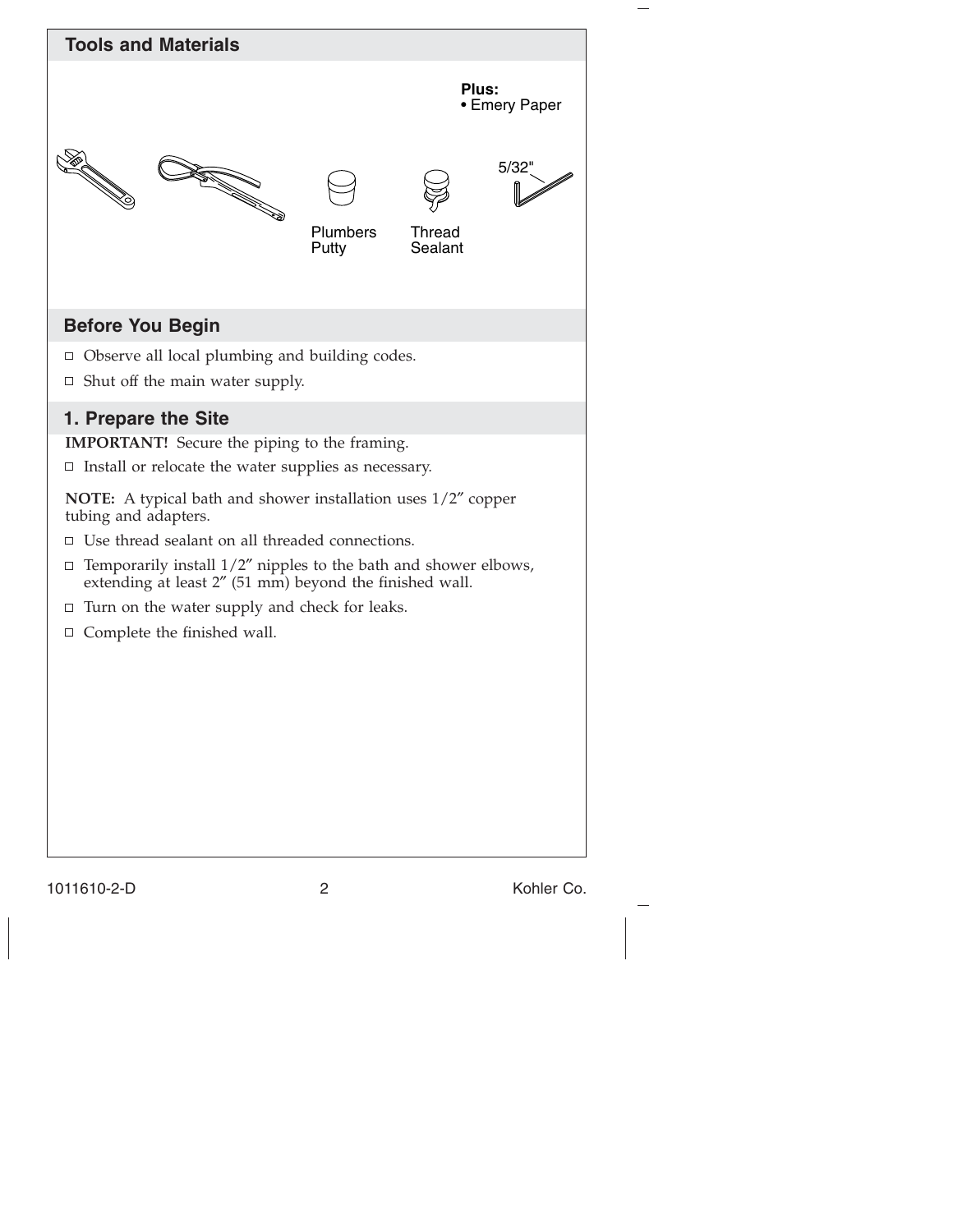## Tools and Materials

**Plus:**
- Emery Paper

5/32"

Plumbers Putty

Thread Sealant

## Before You Begin

- ☐ Observe all local plumbing and building codes.
- ☐ Shut off the main water supply.

## 1. Prepare the Site

**IMPORTANT!** Secure the piping to the framing.

- ☐ Install or relocate the water supplies as necessary.

**NOTE:** A typical bath and shower installation uses 1/2″ copper tubing and adapters.

- ☐ Use thread sealant on all threaded connections.
- ☐ Temporarily install 1/2″ nipples to the bath and shower elbows, extending at least 2″ (51 mm) beyond the finished wall.
- ☐ Turn on the water supply and check for leaks.
- ☐ Complete the finished wall.

1011610-2-D Kohler Co.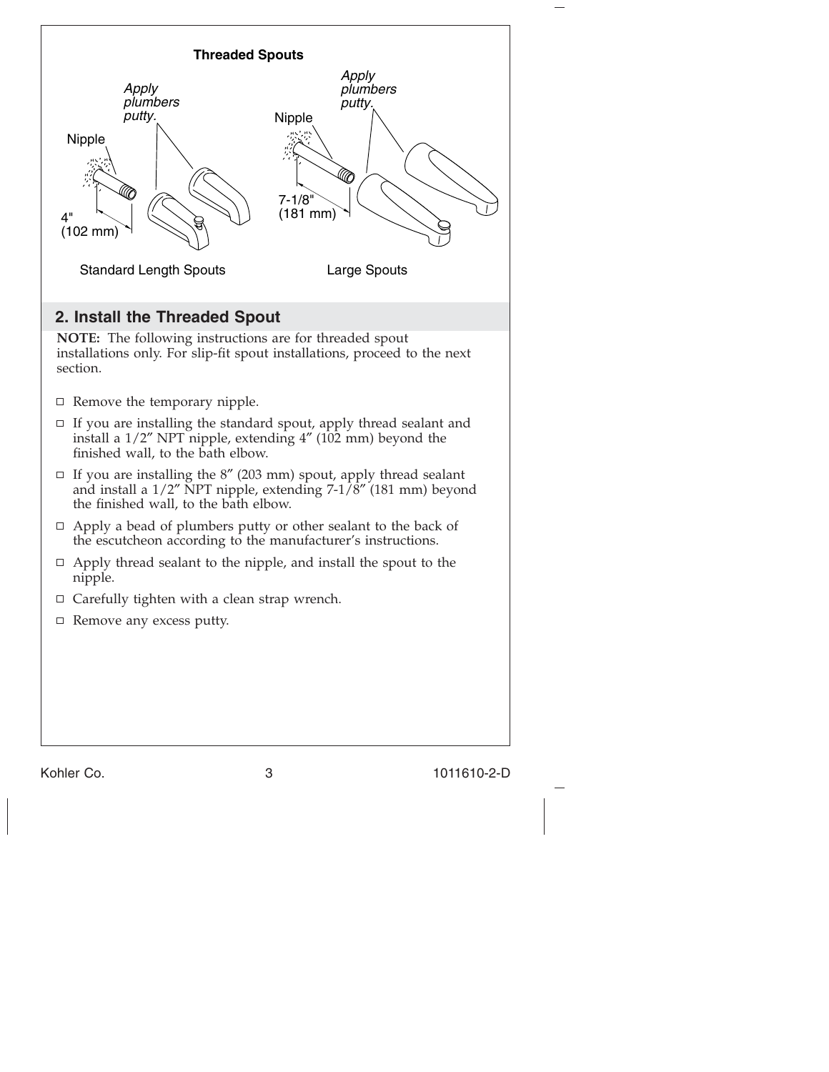**Threaded Spouts**

Apply plumbers putty.

Nipple

4" (102 mm)

Standard Length Spouts

Apply plumbers putty.

Nipple

7-1/8" (181 mm)

Large Spouts

## 2. Install the Threaded Spout

**NOTE:** The following instructions are for threaded spout installations only. For slip-fit spout installations, proceed to the next section.

- ☐ Remove the temporary nipple.
- ☐ If you are installing the standard spout, apply thread sealant and install a 1/2″ NPT nipple, extending 4″ (102 mm) beyond the finished wall, to the bath elbow.
- ☐ If you are installing the 8″ (203 mm) spout, apply thread sealant and install a 1/2″ NPT nipple, extending 7-1/8″ (181 mm) beyond the finished wall, to the bath elbow.
- ☐ Apply a bead of plumbers putty or other sealant to the back of the escutcheon according to the manufacturer's instructions.
- ☐ Apply thread sealant to the nipple, and install the spout to the nipple.
- ☐ Carefully tighten with a clean strap wrench.
- ☐ Remove any excess putty.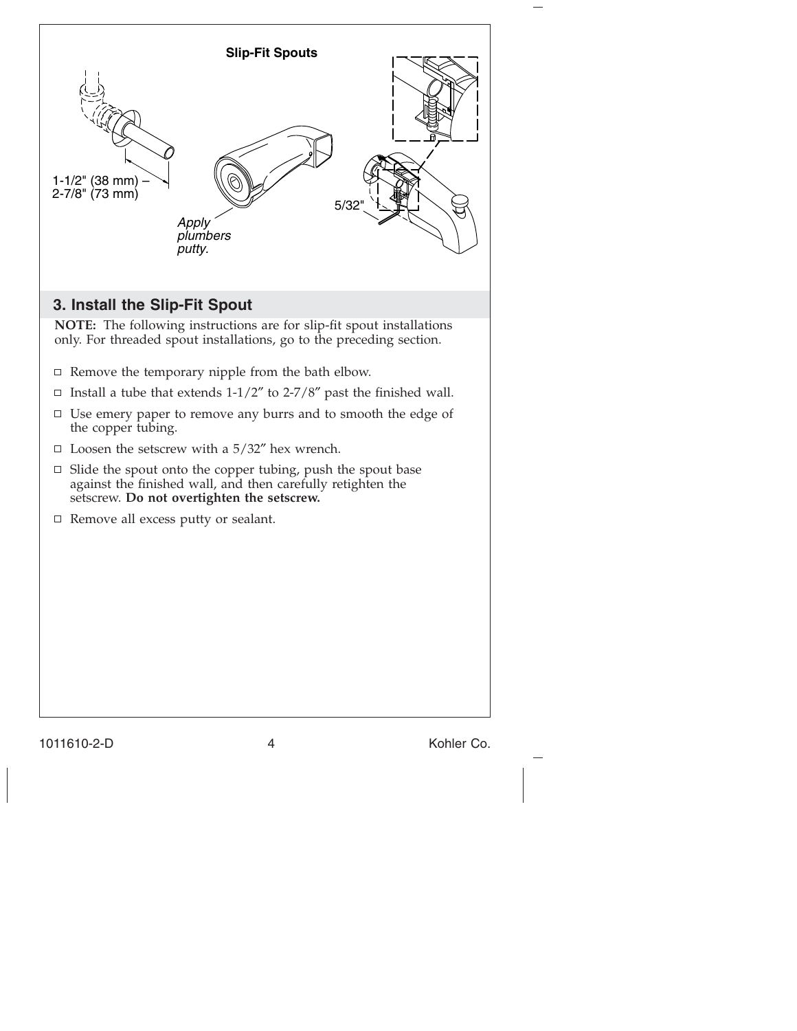**Slip-Fit Spouts**

1-1/2" (38 mm) – 2-7/8" (73 mm)

*Apply plumbers putty.*

5/32"

## 3. Install the Slip-Fit Spout

**NOTE:** The following instructions are for slip-fit spout installations only. For threaded spout installations, go to the preceding section.

- ☐ Remove the temporary nipple from the bath elbow.
- ☐ Install a tube that extends 1-1/2″ to 2-7/8″ past the finished wall.
- ☐ Use emery paper to remove any burrs and to smooth the edge of the copper tubing.
- ☐ Loosen the setscrew with a 5/32″ hex wrench.
- ☐ Slide the spout onto the copper tubing, push the spout base against the finished wall, and then carefully retighten the setscrew. **Do not overtighten the setscrew.**
- ☐ Remove all excess putty or sealant.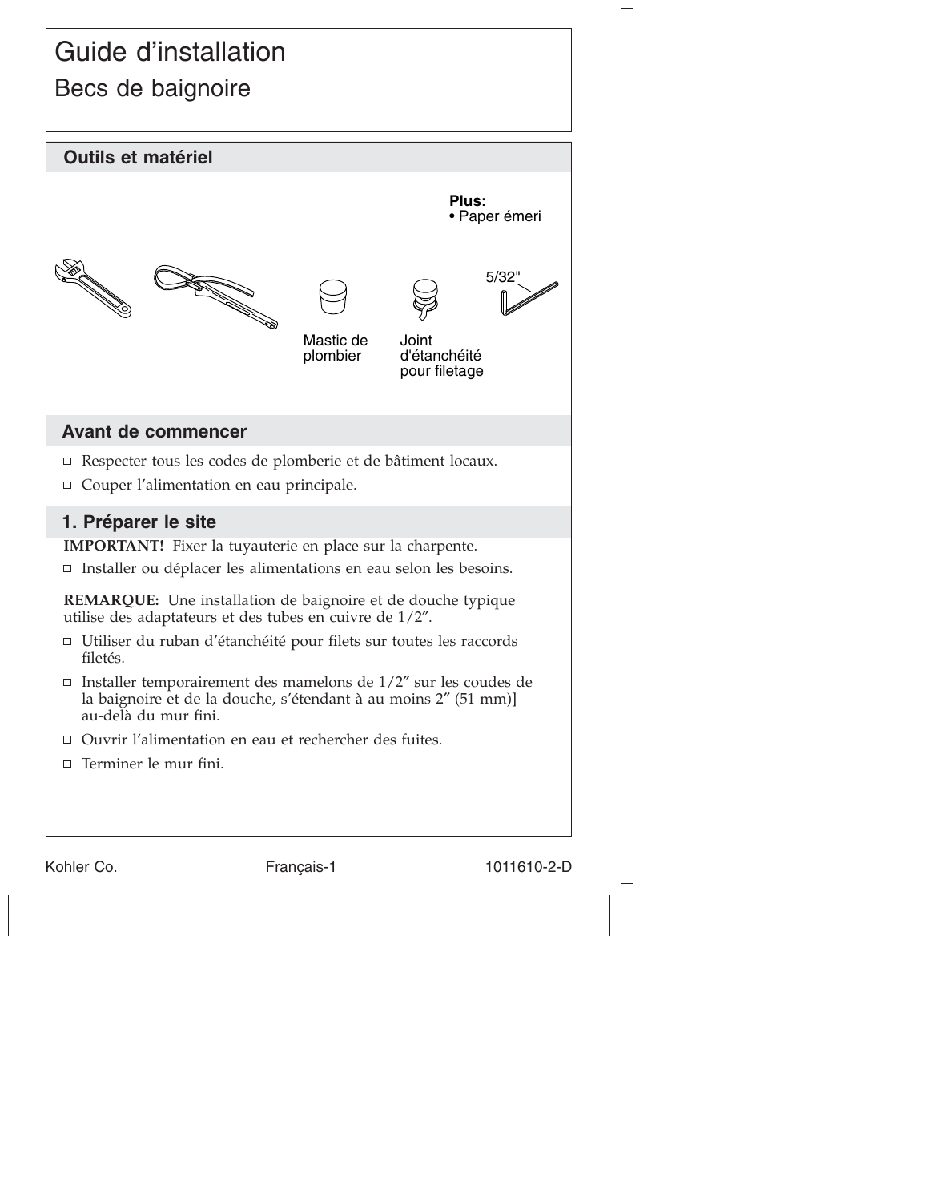# Guide d'installation

## Becs de baignoire

### Outils et matériel

**Plus:**
- Paper émeri

5/32"

Mastic de plombier

Joint d'étanchéité pour filetage

### Avant de commencer

- Respecter tous les codes de plomberie et de bâtiment locaux.
- Couper l'alimentation en eau principale.

### 1. Préparer le site

**IMPORTANT!** Fixer la tuyauterie en place sur la charpente.

- Installer ou déplacer les alimentations en eau selon les besoins.

**REMARQUE:** Une installation de baignoire et de douche typique utilise des adaptateurs et des tubes en cuivre de 1/2″.

- Utiliser du ruban d'étanchéité pour filets sur toutes les raccords filetés.
- Installer temporairement des mamelons de 1/2″ sur les coudes de la baignoire et de la douche, s'étendant à au moins 2″ (51 mm)] au-delà du mur fini.
- Ouvrir l'alimentation en eau et rechercher des fuites.
- Terminer le mur fini.

Kohler Co. Français-1 1011610-2-D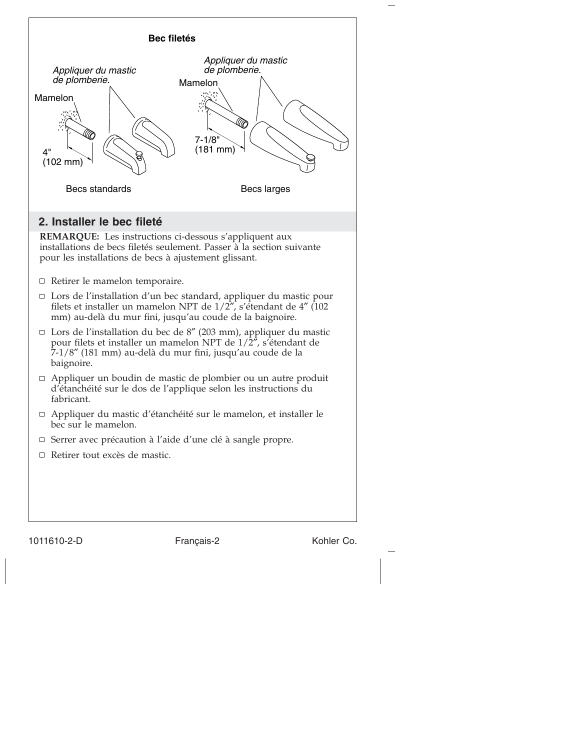**Bec filetés**

*Appliquer du mastic de plomberie.*

Mamelon

4" (102 mm)

Becs standards

*Appliquer du mastic de plomberie.*

Mamelon

7-1/8" (181 mm)

Becs larges

## 2. Installer le bec fileté

**REMARQUE:** Les instructions ci-dessous s'appliquent aux installations de becs filetés seulement. Passer à la section suivante pour les installations de becs à ajustement glissant.

- ☐ Retirer le mamelon temporaire.
- ☐ Lors de l'installation d'un bec standard, appliquer du mastic pour filets et installer un mamelon NPT de 1/2″, s'étendant de 4″ (102 mm) au-delà du mur fini, jusqu'au coude de la baignoire.
- ☐ Lors de l'installation du bec de 8″ (203 mm), appliquer du mastic pour filets et installer un mamelon NPT de 1/2″, s'étendant de 7-1/8″ (181 mm) au-delà du mur fini, jusqu'au coude de la baignoire.
- ☐ Appliquer un boudin de mastic de plombier ou un autre produit d'étanchéité sur le dos de l'applique selon les instructions du fabricant.
- ☐ Appliquer du mastic d'étanchéité sur le mamelon, et installer le bec sur le mamelon.
- ☐ Serrer avec précaution à l'aide d'une clé à sangle propre.
- ☐ Retirer tout excès de mastic.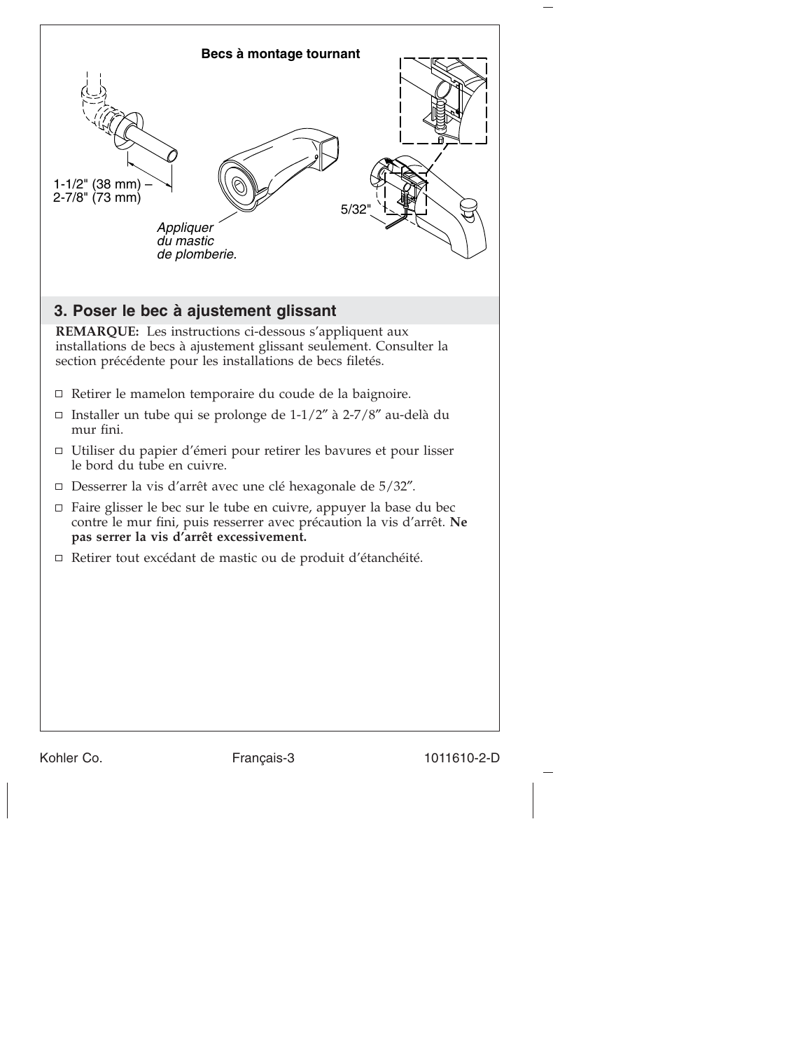**Becs à montage tournant**

1-1/2" (38 mm) – 2-7/8" (73 mm)

*Appliquer du mastic de plomberie.*

5/32"

## 3. Poser le bec à ajustement glissant

**REMARQUE:** Les instructions ci-dessous s'appliquent aux installations de becs à ajustement glissant seulement. Consulter la section précédente pour les installations de becs filetés.

- ☐ Retirer le mamelon temporaire du coude de la baignoire.
- ☐ Installer un tube qui se prolonge de 1-1/2″ à 2-7/8″ au-delà du mur fini.
- ☐ Utiliser du papier d'émeri pour retirer les bavures et pour lisser le bord du tube en cuivre.
- ☐ Desserrer la vis d'arrêt avec une clé hexagonale de 5/32″.
- ☐ Faire glisser le bec sur le tube en cuivre, appuyer la base du bec contre le mur fini, puis resserrer avec précaution la vis d'arrêt. **Ne pas serrer la vis d'arrêt excessivement.**
- ☐ Retirer tout excédant de mastic ou de produit d'étanchéité.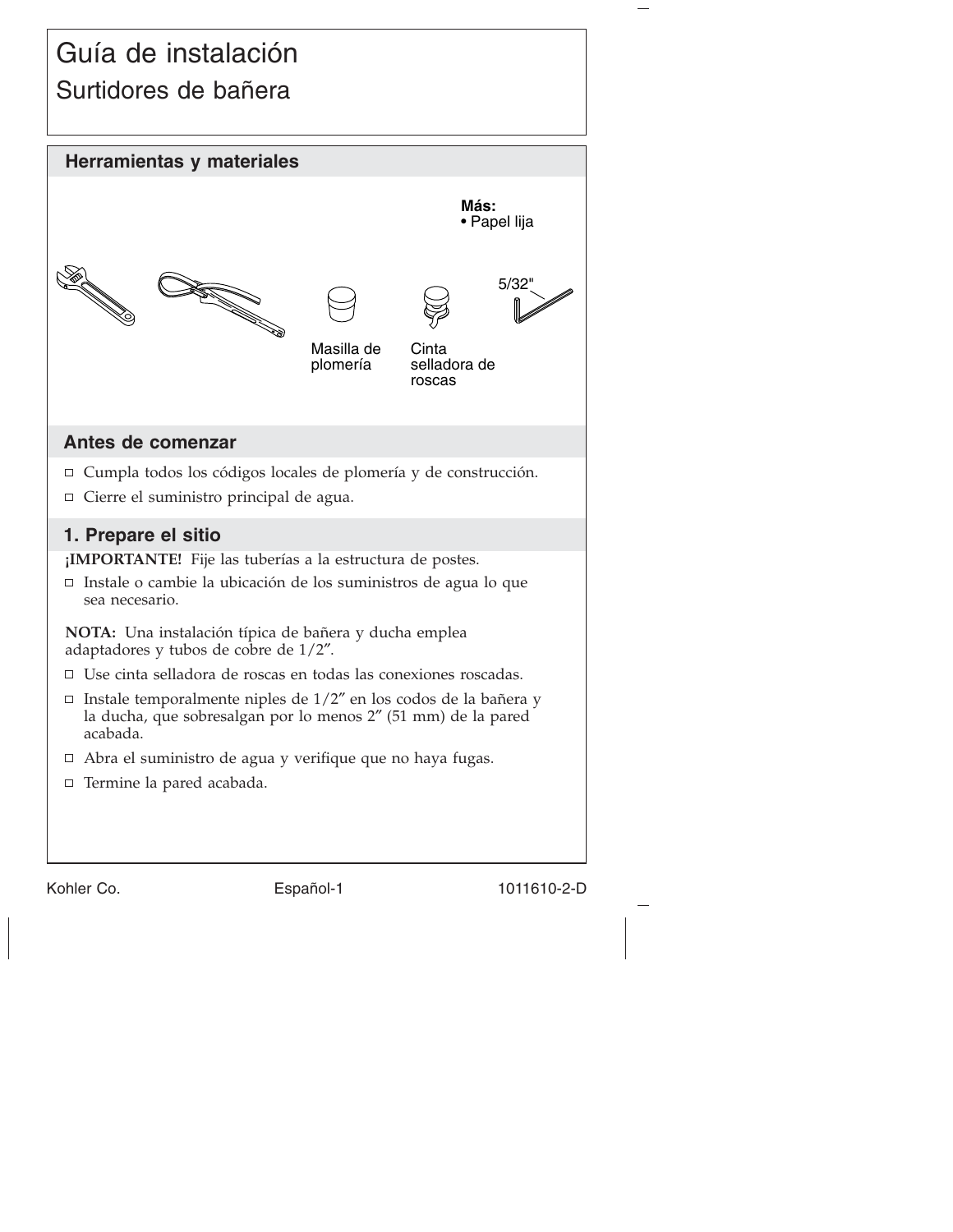# Guía de instalación

## Surtidores de bañera

## Herramientas y materiales

**Más:**
- Papel lija

5/32"

Masilla de plomería

Cinta selladora de roscas

## Antes de comenzar

- ☐ Cumpla todos los códigos locales de plomería y de construcción.
- ☐ Cierre el suministro principal de agua.

## 1. Prepare el sitio

**¡IMPORTANTE!** Fije las tuberías a la estructura de postes.

- ☐ Instale o cambie la ubicación de los suministros de agua lo que sea necesario.

**NOTA:** Una instalación típica de bañera y ducha emplea adaptadores y tubos de cobre de 1/2″.

- ☐ Use cinta selladora de roscas en todas las conexiones roscadas.
- ☐ Instale temporalmente niples de 1/2″ en los codos de la bañera y la ducha, que sobresalgan por lo menos 2″ (51 mm) de la pared acabada.
- ☐ Abra el suministro de agua y verifique que no haya fugas.
- ☐ Termine la pared acabada.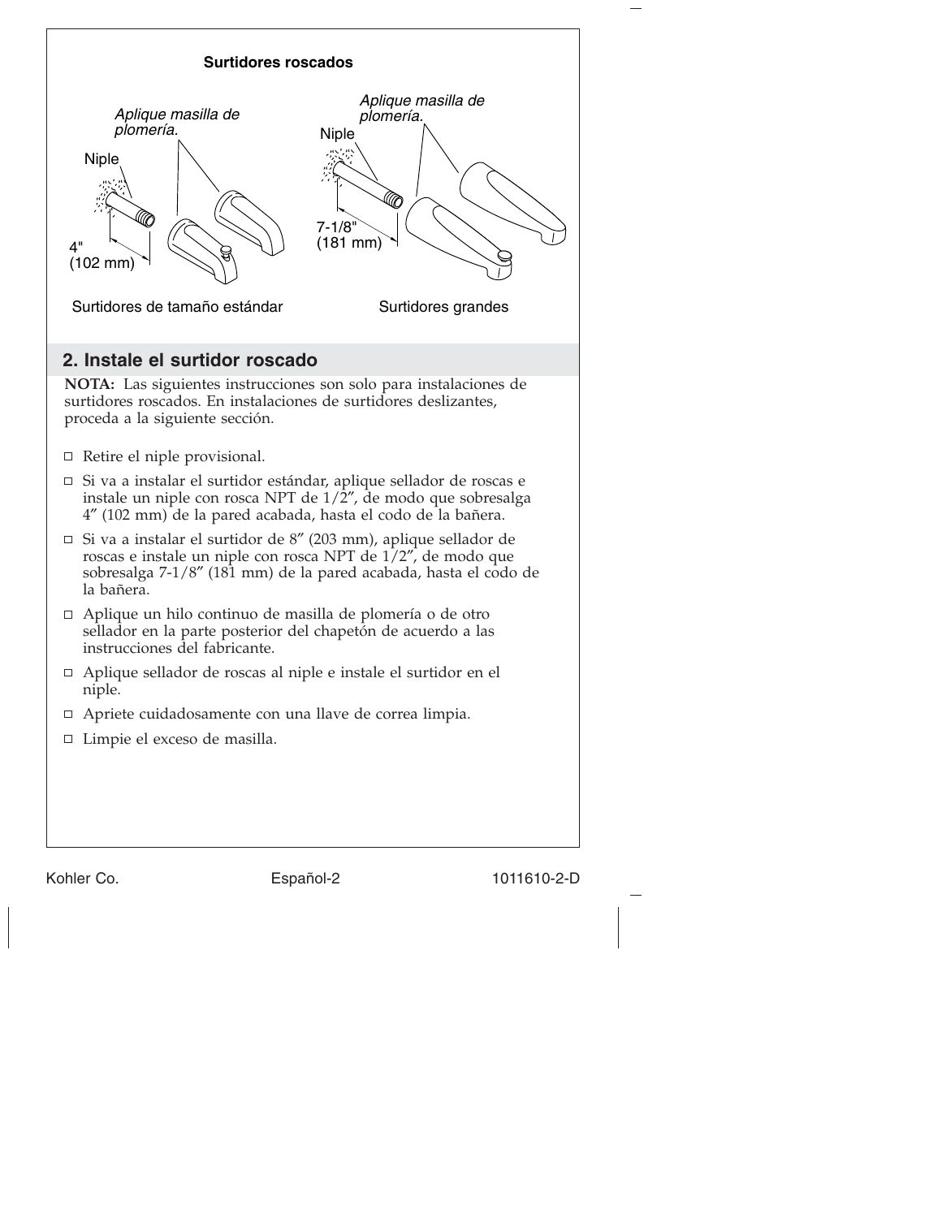**Surtidores roscados**

*Aplique masilla de plomería.*

Niple

4" (102 mm)

Surtidores de tamaño estándar

*Aplique masilla de plomería.*

Niple

7-1/8" (181 mm)

Surtidores grandes

## 2. Instale el surtidor roscado

**NOTA:** Las siguientes instrucciones son solo para instalaciones de surtidores roscados. En instalaciones de surtidores deslizantes, proceda a la siguiente sección.

- ☐ Retire el niple provisional.
- ☐ Si va a instalar el surtidor estándar, aplique sellador de roscas e instale un niple con rosca NPT de 1/2″, de modo que sobresalga 4″ (102 mm) de la pared acabada, hasta el codo de la bañera.
- ☐ Si va a instalar el surtidor de 8″ (203 mm), aplique sellador de roscas e instale un niple con rosca NPT de 1/2″, de modo que sobresalga 7-1/8″ (181 mm) de la pared acabada, hasta el codo de la bañera.
- ☐ Aplique un hilo continuo de masilla de plomería o de otro sellador en la parte posterior del chapetón de acuerdo a las instrucciones del fabricante.
- ☐ Aplique sellador de roscas al niple e instale el surtidor en el niple.
- ☐ Apriete cuidadosamente con una llave de correa limpia.
- ☐ Limpie el exceso de masilla.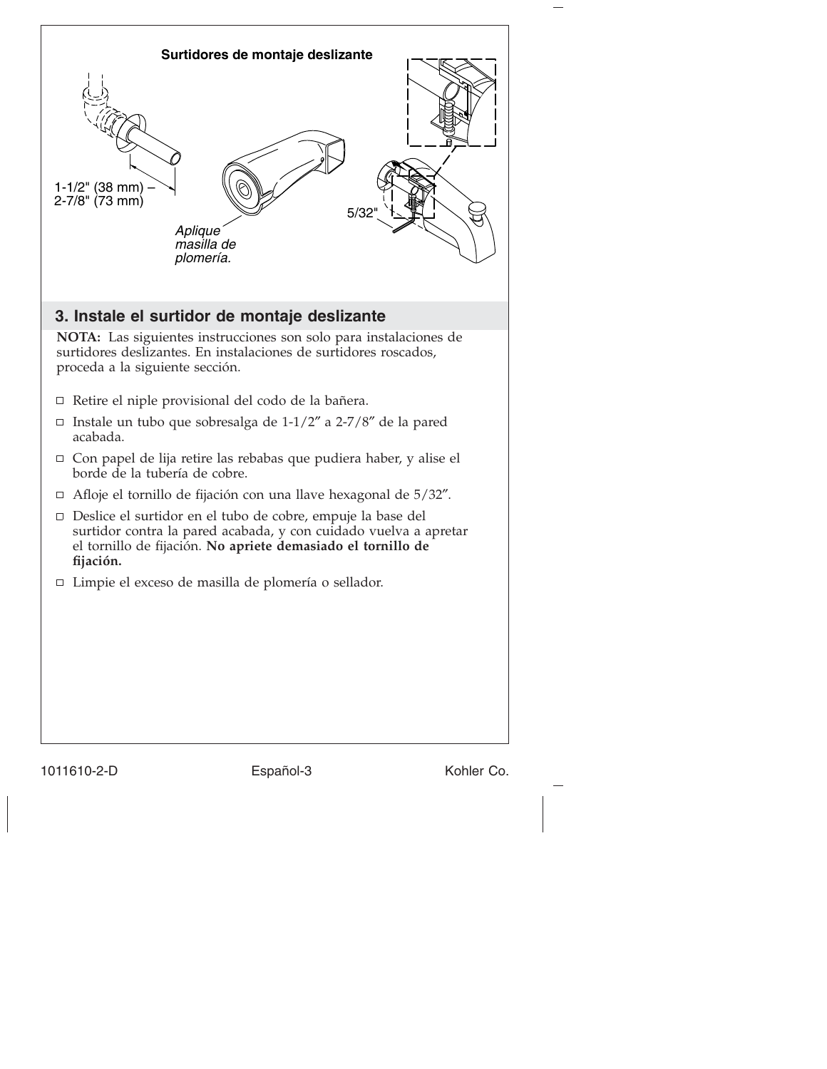**Surtidores de montaje deslizante**

1-1/2" (38 mm) – 2-7/8" (73 mm)

*Aplique masilla de plomería.*

5/32"

## 3. Instale el surtidor de montaje deslizante

**NOTA:** Las siguientes instrucciones son solo para instalaciones de surtidores deslizantes. En instalaciones de surtidores roscados, proceda a la siguiente sección.

- Retire el niple provisional del codo de la bañera.
- Instale un tubo que sobresalga de 1-1/2″ a 2-7/8″ de la pared acabada.
- Con papel de lija retire las rebabas que pudiera haber, y alise el borde de la tubería de cobre.
- Afloje el tornillo de fijación con una llave hexagonal de 5/32″.
- Deslice el surtidor en el tubo de cobre, empuje la base del surtidor contra la pared acabada, y con cuidado vuelva a apretar el tornillo de fijación. **No apriete demasiado el tornillo de fijación.**
- Limpie el exceso de masilla de plomería o sellador.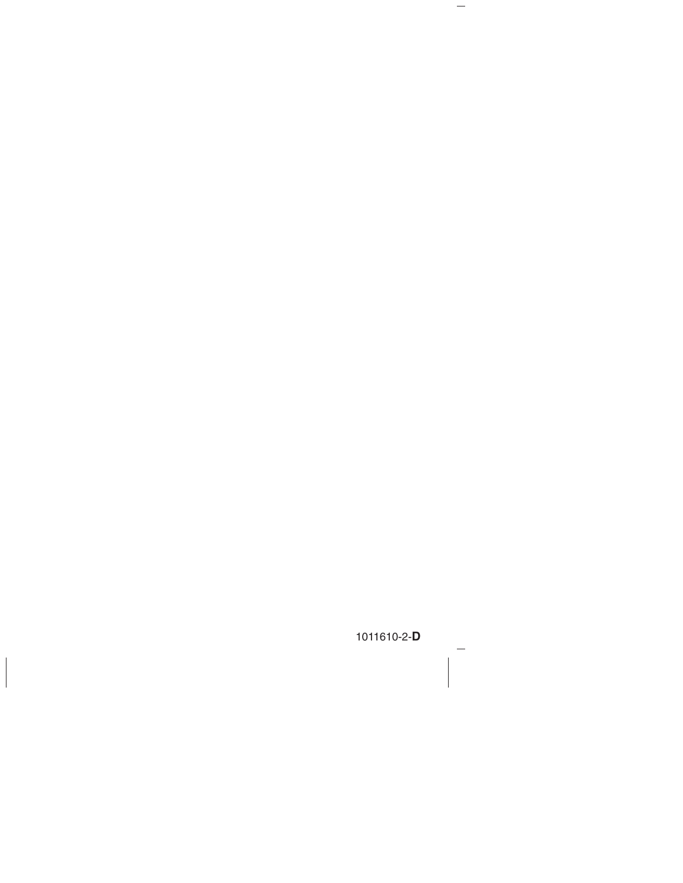1011610-2-**D**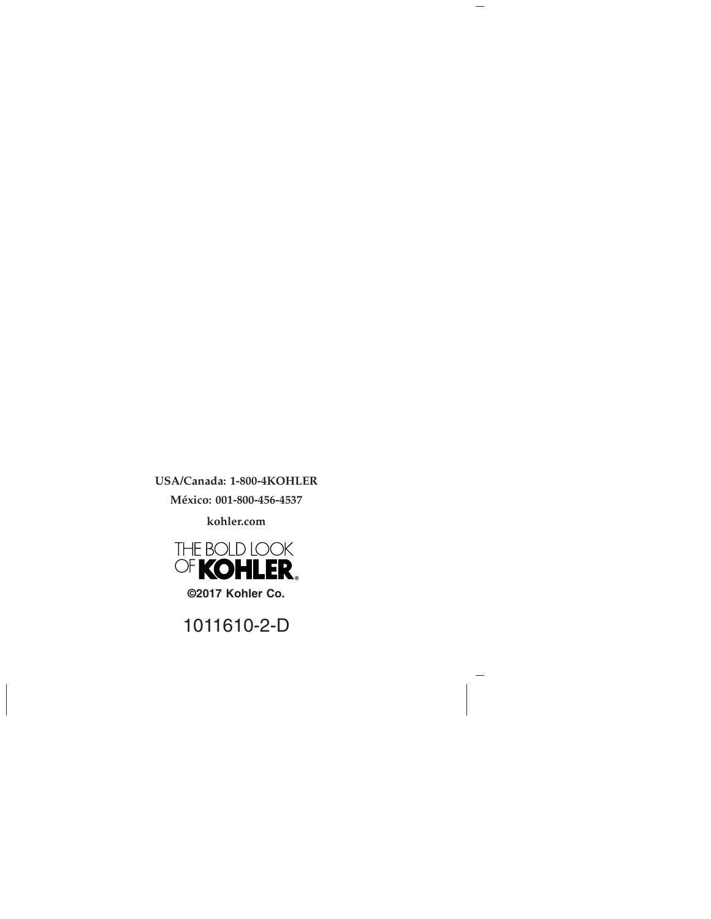**USA/Canada: 1-800-4KOHLER**

**México: 001-800-456-4537**

**kohler.com**

THE BOLD LOOK OF **KOHLER**®

**©2017 Kohler Co.**

1011610-2-D